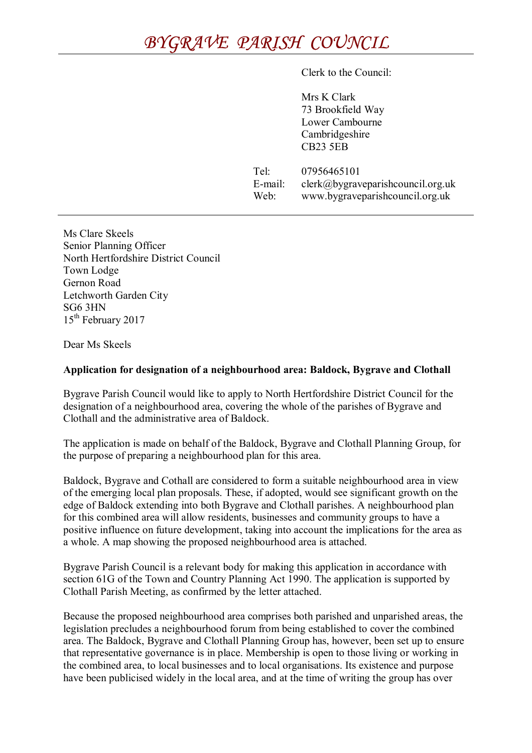# *BYGRAVE PARISH COUNCIL*

Clerk to the Council:

Mrs K Clark
73 Brookfield Way
Lower Cambourne
Cambridgeshire
CB23 5EB

Tel: 07956465101
E-mail: clerk@bygraveparishcouncil.org.uk
Web: www.bygraveparishcouncil.org.uk

---

Ms Clare Skeels
Senior Planning Officer
North Hertfordshire District Council
Town Lodge
Gernon Road
Letchworth Garden City
SG6 3HN
15th February 2017

Dear Ms Skeels

**Application for designation of a neighbourhood area: Baldock, Bygrave and Clothall**

Bygrave Parish Council would like to apply to North Hertfordshire District Council for the designation of a neighbourhood area, covering the whole of the parishes of Bygrave and Clothall and the administrative area of Baldock.

The application is made on behalf of the Baldock, Bygrave and Clothall Planning Group, for the purpose of preparing a neighbourhood plan for this area.

Baldock, Bygrave and Cothall are considered to form a suitable neighbourhood area in view of the emerging local plan proposals. These, if adopted, would see significant growth on the edge of Baldock extending into both Bygrave and Clothall parishes. A neighbourhood plan for this combined area will allow residents, businesses and community groups to have a positive influence on future development, taking into account the implications for the area as a whole. A map showing the proposed neighbourhood area is attached.

Bygrave Parish Council is a relevant body for making this application in accordance with section 61G of the Town and Country Planning Act 1990. The application is supported by Clothall Parish Meeting, as confirmed by the letter attached.

Because the proposed neighbourhood area comprises both parished and unparished areas, the legislation precludes a neighbourhood forum from being established to cover the combined area. The Baldock, Bygrave and Clothall Planning Group has, however, been set up to ensure that representative governance is in place. Membership is open to those living or working in the combined area, to local businesses and to local organisations. Its existence and purpose have been publicised widely in the local area, and at the time of writing the group has over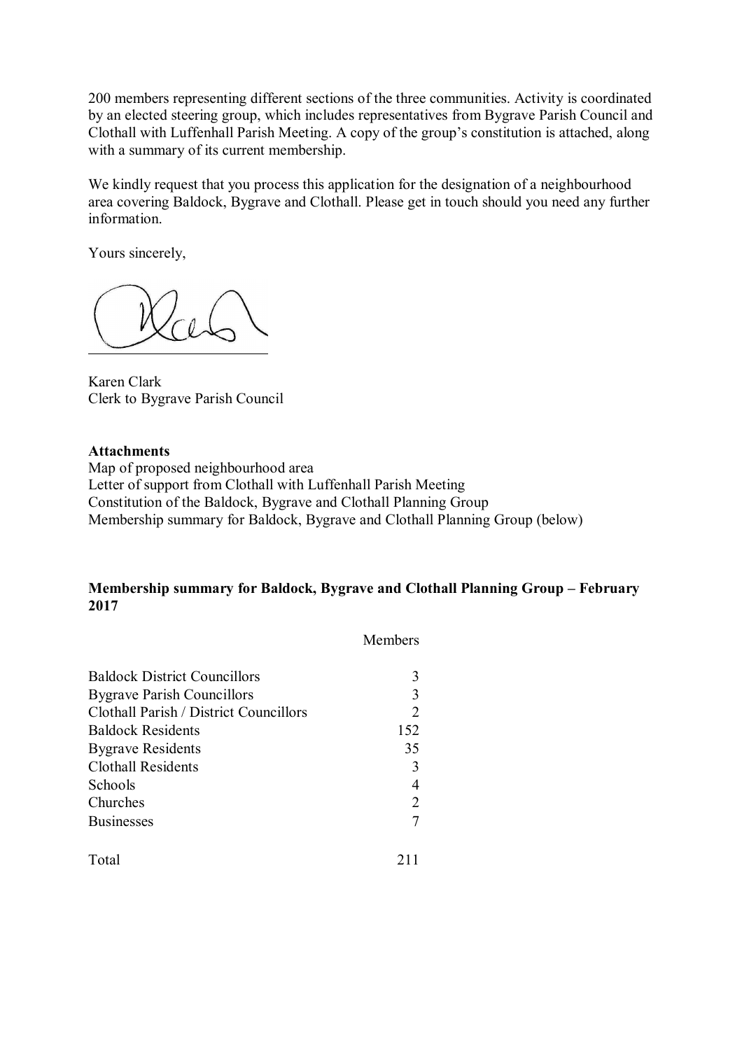200 members representing different sections of the three communities. Activity is coordinated by an elected steering group, which includes representatives from Bygrave Parish Council and Clothall with Luffenhall Parish Meeting. A copy of the group's constitution is attached, along with a summary of its current membership.

We kindly request that you process this application for the designation of a neighbourhood area covering Baldock, Bygrave and Clothall. Please get in touch should you need any further information.

Yours sincerely,

Karen Clark
Clerk to Bygrave Parish Council

**Attachments**
Map of proposed neighbourhood area
Letter of support from Clothall with Luffenhall Parish Meeting
Constitution of the Baldock, Bygrave and Clothall Planning Group
Membership summary for Baldock, Bygrave and Clothall Planning Group (below)

**Membership summary for Baldock, Bygrave and Clothall Planning Group – February 2017**

| | Members |
|---|---|
| Baldock District Councillors | 3 |
| Bygrave Parish Councillors | 3 |
| Clothall Parish / District Councillors | 2 |
| Baldock Residents | 152 |
| Bygrave Residents | 35 |
| Clothall Residents | 3 |
| Schools | 4 |
| Churches | 2 |
| Businesses | 7 |
| Total | 211 |